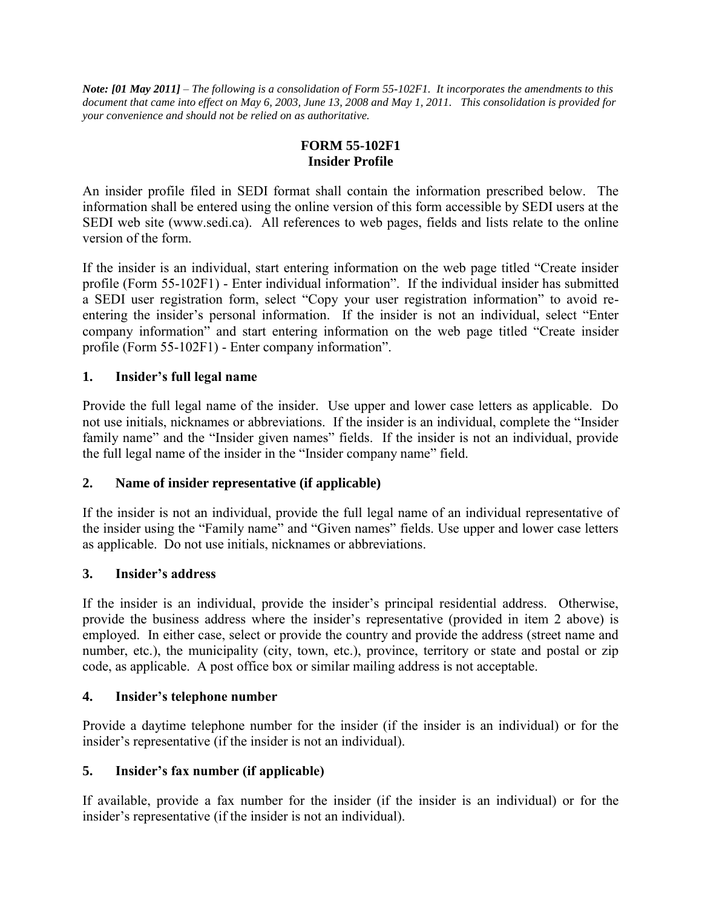***Note: [01 May 2011]*** *– The following is a consolidation of Form 55-102F1. It incorporates the amendments to this document that came into effect on May 6, 2003, June 13, 2008 and May 1, 2011. This consolidation is provided for your convenience and should not be relied on as authoritative.*

# FORM 55-102F1
# Insider Profile

An insider profile filed in SEDI format shall contain the information prescribed below. The information shall be entered using the online version of this form accessible by SEDI users at the SEDI web site (www.sedi.ca). All references to web pages, fields and lists relate to the online version of the form.

If the insider is an individual, start entering information on the web page titled "Create insider profile (Form 55-102F1) - Enter individual information". If the individual insider has submitted a SEDI user registration form, select "Copy your user registration information" to avoid re-entering the insider's personal information. If the insider is not an individual, select "Enter company information" and start entering information on the web page titled "Create insider profile (Form 55-102F1) - Enter company information".

## 1. Insider's full legal name

Provide the full legal name of the insider. Use upper and lower case letters as applicable. Do not use initials, nicknames or abbreviations. If the insider is an individual, complete the "Insider family name" and the "Insider given names" fields. If the insider is not an individual, provide the full legal name of the insider in the "Insider company name" field.

## 2. Name of insider representative (if applicable)

If the insider is not an individual, provide the full legal name of an individual representative of the insider using the "Family name" and "Given names" fields. Use upper and lower case letters as applicable. Do not use initials, nicknames or abbreviations.

## 3. Insider's address

If the insider is an individual, provide the insider's principal residential address. Otherwise, provide the business address where the insider's representative (provided in item 2 above) is employed. In either case, select or provide the country and provide the address (street name and number, etc.), the municipality (city, town, etc.), province, territory or state and postal or zip code, as applicable. A post office box or similar mailing address is not acceptable.

## 4. Insider's telephone number

Provide a daytime telephone number for the insider (if the insider is an individual) or for the insider's representative (if the insider is not an individual).

## 5. Insider's fax number (if applicable)

If available, provide a fax number for the insider (if the insider is an individual) or for the insider's representative (if the insider is not an individual).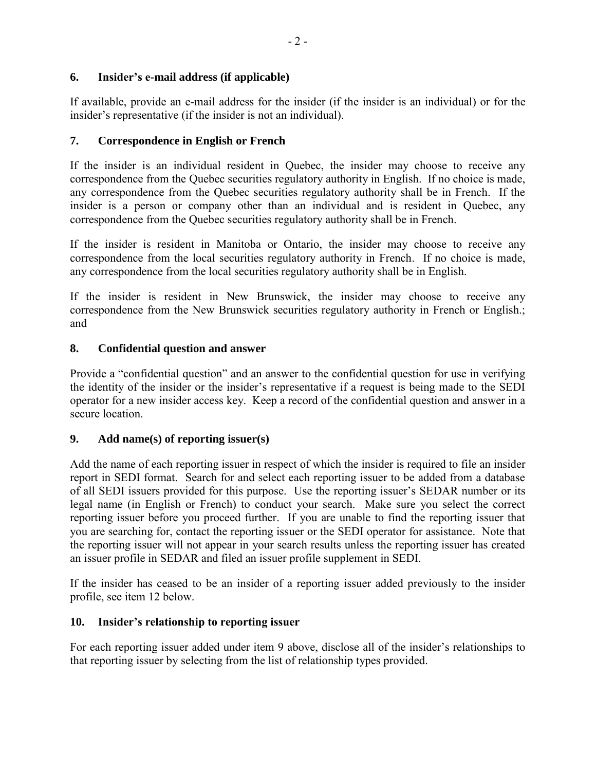### 6. Insider's e-mail address (if applicable)

If available, provide an e-mail address for the insider (if the insider is an individual) or for the insider's representative (if the insider is not an individual).

### 7. Correspondence in English or French

If the insider is an individual resident in Quebec, the insider may choose to receive any correspondence from the Quebec securities regulatory authority in English. If no choice is made, any correspondence from the Quebec securities regulatory authority shall be in French. If the insider is a person or company other than an individual and is resident in Quebec, any correspondence from the Quebec securities regulatory authority shall be in French.

If the insider is resident in Manitoba or Ontario, the insider may choose to receive any correspondence from the local securities regulatory authority in French. If no choice is made, any correspondence from the local securities regulatory authority shall be in English.

If the insider is resident in New Brunswick, the insider may choose to receive any correspondence from the New Brunswick securities regulatory authority in French or English.; and

### 8. Confidential question and answer

Provide a "confidential question" and an answer to the confidential question for use in verifying the identity of the insider or the insider's representative if a request is being made to the SEDI operator for a new insider access key. Keep a record of the confidential question and answer in a secure location.

### 9. Add name(s) of reporting issuer(s)

Add the name of each reporting issuer in respect of which the insider is required to file an insider report in SEDI format. Search for and select each reporting issuer to be added from a database of all SEDI issuers provided for this purpose. Use the reporting issuer's SEDAR number or its legal name (in English or French) to conduct your search. Make sure you select the correct reporting issuer before you proceed further. If you are unable to find the reporting issuer that you are searching for, contact the reporting issuer or the SEDI operator for assistance. Note that the reporting issuer will not appear in your search results unless the reporting issuer has created an issuer profile in SEDAR and filed an issuer profile supplement in SEDI.

If the insider has ceased to be an insider of a reporting issuer added previously to the insider profile, see item 12 below.

### 10. Insider's relationship to reporting issuer

For each reporting issuer added under item 9 above, disclose all of the insider's relationships to that reporting issuer by selecting from the list of relationship types provided.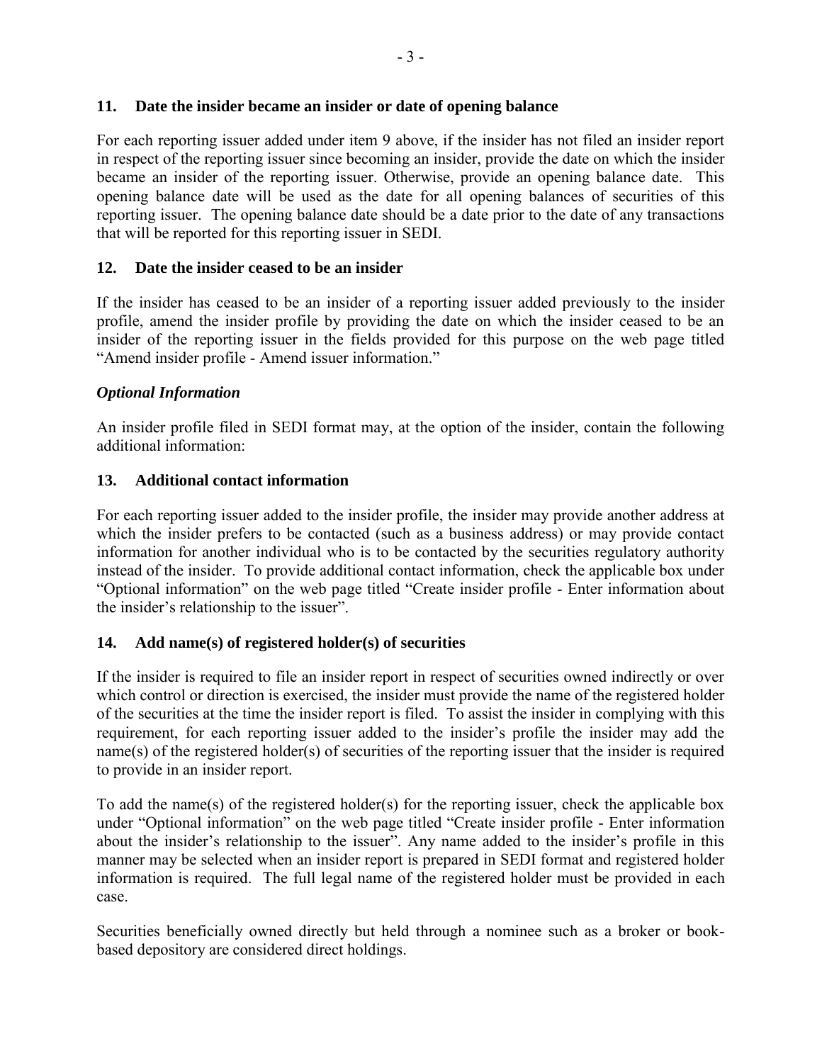### 11. Date the insider became an insider or date of opening balance

For each reporting issuer added under item 9 above, if the insider has not filed an insider report in respect of the reporting issuer since becoming an insider, provide the date on which the insider became an insider of the reporting issuer. Otherwise, provide an opening balance date. This opening balance date will be used as the date for all opening balances of securities of this reporting issuer. The opening balance date should be a date prior to the date of any transactions that will be reported for this reporting issuer in SEDI.

### 12. Date the insider ceased to be an insider

If the insider has ceased to be an insider of a reporting issuer added previously to the insider profile, amend the insider profile by providing the date on which the insider ceased to be an insider of the reporting issuer in the fields provided for this purpose on the web page titled "Amend insider profile - Amend issuer information."

***Optional Information***

An insider profile filed in SEDI format may, at the option of the insider, contain the following additional information:

### 13. Additional contact information

For each reporting issuer added to the insider profile, the insider may provide another address at which the insider prefers to be contacted (such as a business address) or may provide contact information for another individual who is to be contacted by the securities regulatory authority instead of the insider. To provide additional contact information, check the applicable box under "Optional information" on the web page titled "Create insider profile - Enter information about the insider's relationship to the issuer".

### 14. Add name(s) of registered holder(s) of securities

If the insider is required to file an insider report in respect of securities owned indirectly or over which control or direction is exercised, the insider must provide the name of the registered holder of the securities at the time the insider report is filed. To assist the insider in complying with this requirement, for each reporting issuer added to the insider's profile the insider may add the name(s) of the registered holder(s) of securities of the reporting issuer that the insider is required to provide in an insider report.

To add the name(s) of the registered holder(s) for the reporting issuer, check the applicable box under "Optional information" on the web page titled "Create insider profile - Enter information about the insider's relationship to the issuer". Any name added to the insider's profile in this manner may be selected when an insider report is prepared in SEDI format and registered holder information is required. The full legal name of the registered holder must be provided in each case.

Securities beneficially owned directly but held through a nominee such as a broker or book-based depository are considered direct holdings.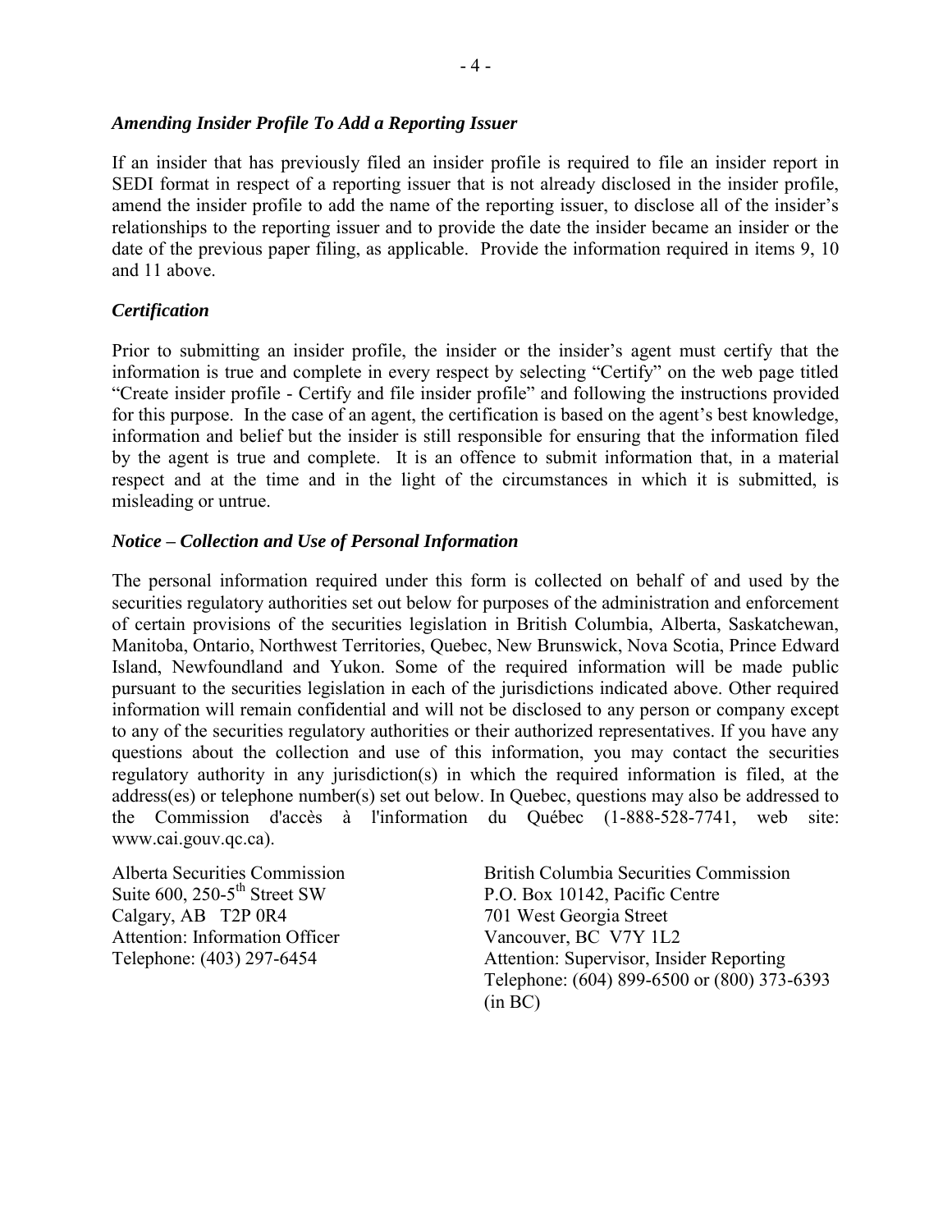### *Amending Insider Profile To Add a Reporting Issuer*

If an insider that has previously filed an insider profile is required to file an insider report in SEDI format in respect of a reporting issuer that is not already disclosed in the insider profile, amend the insider profile to add the name of the reporting issuer, to disclose all of the insider's relationships to the reporting issuer and to provide the date the insider became an insider or the date of the previous paper filing, as applicable. Provide the information required in items 9, 10 and 11 above.

### *Certification*

Prior to submitting an insider profile, the insider or the insider's agent must certify that the information is true and complete in every respect by selecting "Certify" on the web page titled "Create insider profile - Certify and file insider profile" and following the instructions provided for this purpose. In the case of an agent, the certification is based on the agent's best knowledge, information and belief but the insider is still responsible for ensuring that the information filed by the agent is true and complete. It is an offence to submit information that, in a material respect and at the time and in the light of the circumstances in which it is submitted, is misleading or untrue.

### *Notice – Collection and Use of Personal Information*

The personal information required under this form is collected on behalf of and used by the securities regulatory authorities set out below for purposes of the administration and enforcement of certain provisions of the securities legislation in British Columbia, Alberta, Saskatchewan, Manitoba, Ontario, Northwest Territories, Quebec, New Brunswick, Nova Scotia, Prince Edward Island, Newfoundland and Yukon. Some of the required information will be made public pursuant to the securities legislation in each of the jurisdictions indicated above. Other required information will remain confidential and will not be disclosed to any person or company except to any of the securities regulatory authorities or their authorized representatives. If you have any questions about the collection and use of this information, you may contact the securities regulatory authority in any jurisdiction(s) in which the required information is filed, at the address(es) or telephone number(s) set out below. In Quebec, questions may also be addressed to the Commission d'accès à l'information du Québec (1-888-528-7741, web site: www.cai.gouv.qc.ca).

Alberta Securities Commission
Suite 600, 250-5th Street SW
Calgary, AB T2P 0R4
Attention: Information Officer
Telephone: (403) 297-6454

British Columbia Securities Commission
P.O. Box 10142, Pacific Centre
701 West Georgia Street
Vancouver, BC V7Y 1L2
Attention: Supervisor, Insider Reporting
Telephone: (604) 899-6500 or (800) 373-6393 (in BC)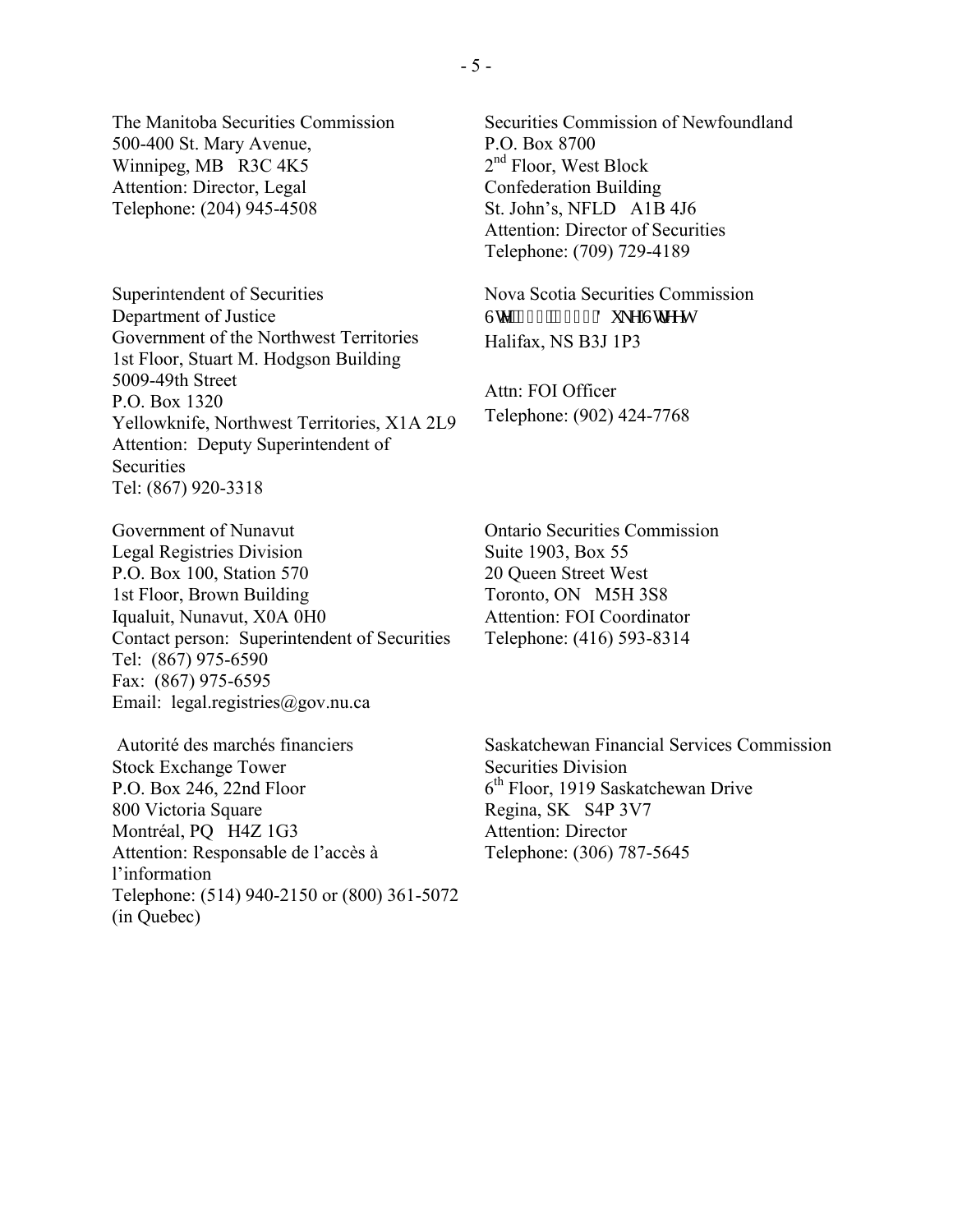The Manitoba Securities Commission
500-400 St. Mary Avenue,
Winnipeg, MB R3C 4K5
Attention: Director, Legal
Telephone: (204) 945-4508

Securities Commission of Newfoundland
P.O. Box 8700
2nd Floor, West Block
Confederation Building
St. John's, NFLD A1B 4J6
Attention: Director of Securities
Telephone: (709) 729-4189

Superintendent of Securities
Department of Justice
Government of the Northwest Territories
1st Floor, Stuart M. Hodgson Building
5009-49th Street
P.O. Box 1320
Yellowknife, Northwest Territories, X1A 2L9
Attention: Deputy Superintendent of Securities
Tel: (867) 920-3318

Nova Scotia Securities Commission
6WH 'XNH6WUHHW
Halifax, NS B3J 1P3

Attn: FOI Officer
Telephone: (902) 424-7768

Government of Nunavut
Legal Registries Division
P.O. Box 100, Station 570
1st Floor, Brown Building
Iqualuit, Nunavut, X0A 0H0
Contact person: Superintendent of Securities
Tel: (867) 975-6590
Fax: (867) 975-6595
Email: legal.registries@gov.nu.ca

Ontario Securities Commission
Suite 1903, Box 55
20 Queen Street West
Toronto, ON M5H 3S8
Attention: FOI Coordinator
Telephone: (416) 593-8314

Autorité des marchés financiers
Stock Exchange Tower
P.O. Box 246, 22nd Floor
800 Victoria Square
Montréal, PQ H4Z 1G3
Attention: Responsable de l'accès à l'information
Telephone: (514) 940-2150 or (800) 361-5072 (in Quebec)

Saskatchewan Financial Services Commission
Securities Division
6th Floor, 1919 Saskatchewan Drive
Regina, SK S4P 3V7
Attention: Director
Telephone: (306) 787-5645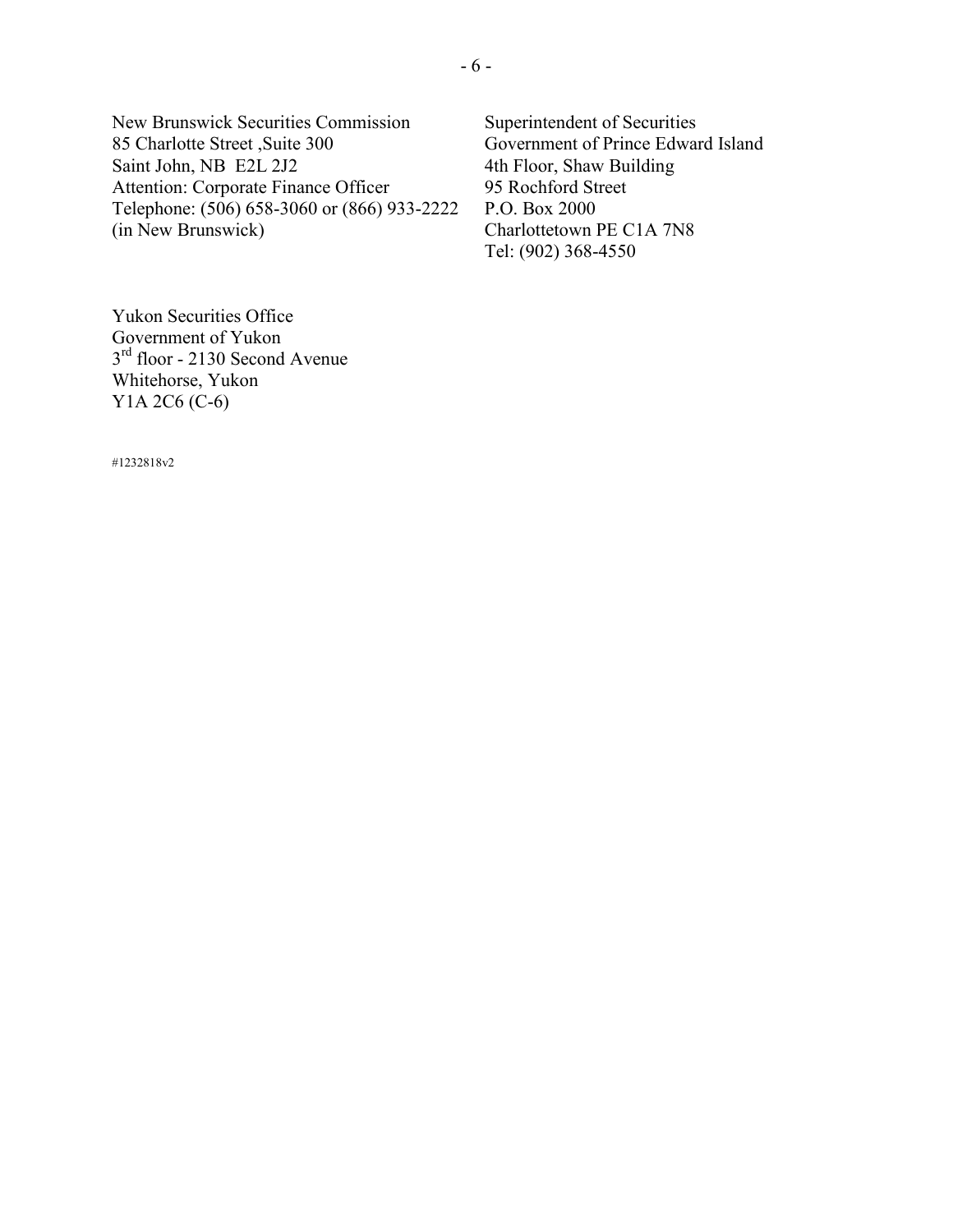New Brunswick Securities Commission
85 Charlotte Street ,Suite 300
Saint John, NB  E2L 2J2
Attention: Corporate Finance Officer
Telephone: (506) 658-3060 or (866) 933-2222
(in New Brunswick)

Superintendent of Securities
Government of Prince Edward Island
4th Floor, Shaw Building
95 Rochford Street
P.O. Box 2000
Charlottetown PE C1A 7N8
Tel: (902) 368-4550

Yukon Securities Office
Government of Yukon
3rd floor - 2130 Second Avenue
Whitehorse, Yukon
Y1A 2C6 (C-6)

#1232818v2